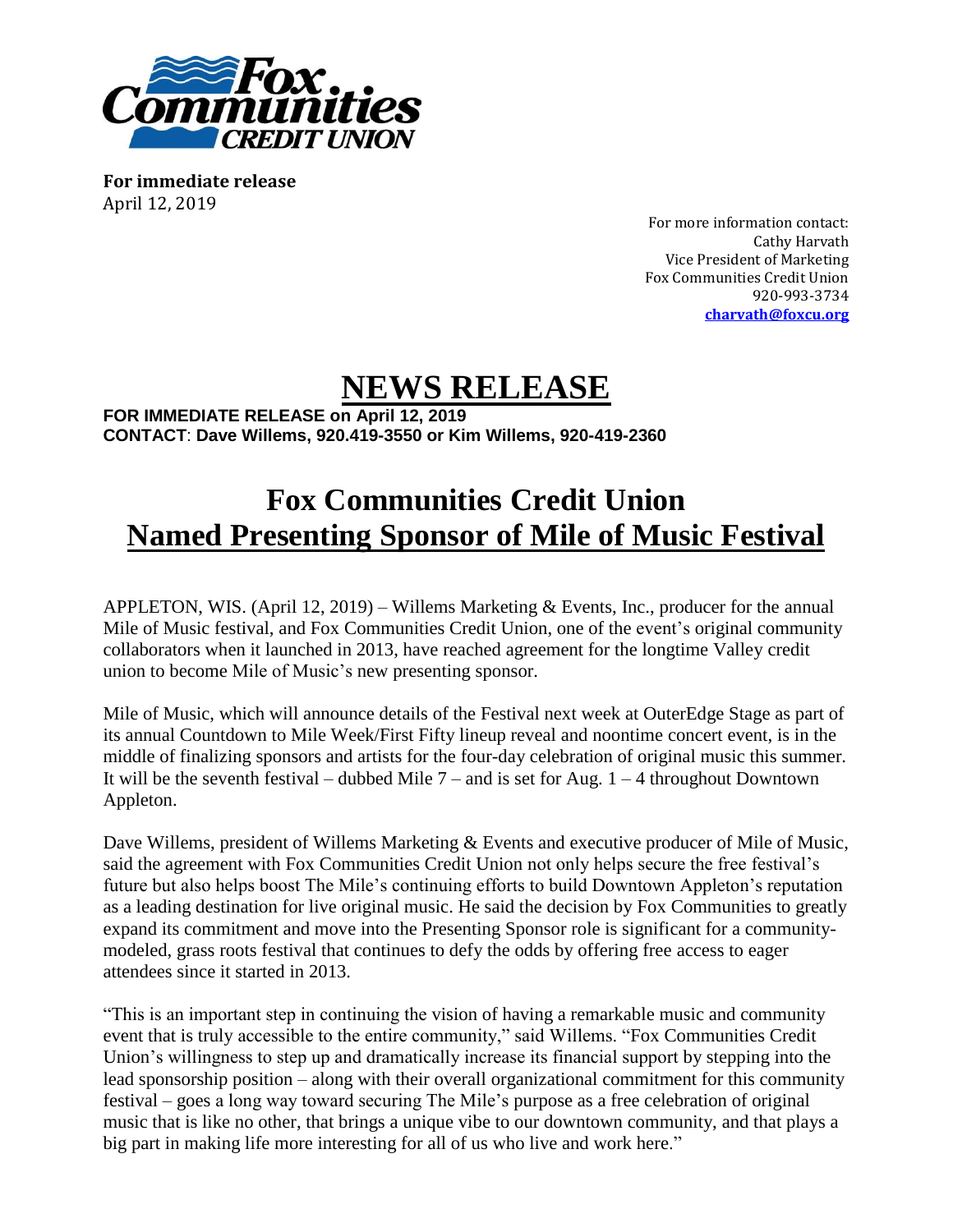**For immediate release**
April 12, 2019

For more information contact:
Cathy Harvath
Vice President of Marketing
Fox Communities Credit Union
920-993-3734
**charvath@foxcu.org**

# NEWS RELEASE

**FOR IMMEDIATE RELEASE on April 12, 2019**
**CONTACT**: **Dave Willems, 920.419-3550 or Kim Willems, 920-419-2360**

# Fox Communities Credit Union Named Presenting Sponsor of Mile of Music Festival

APPLETON, WIS. (April 12, 2019) – Willems Marketing & Events, Inc., producer for the annual Mile of Music festival, and Fox Communities Credit Union, one of the event's original community collaborators when it launched in 2013, have reached agreement for the longtime Valley credit union to become Mile of Music's new presenting sponsor.

Mile of Music, which will announce details of the Festival next week at OuterEdge Stage as part of its annual Countdown to Mile Week/First Fifty lineup reveal and noontime concert event, is in the middle of finalizing sponsors and artists for the four-day celebration of original music this summer. It will be the seventh festival – dubbed Mile 7 – and is set for Aug. 1 – 4 throughout Downtown Appleton.

Dave Willems, president of Willems Marketing & Events and executive producer of Mile of Music, said the agreement with Fox Communities Credit Union not only helps secure the free festival's future but also helps boost The Mile's continuing efforts to build Downtown Appleton's reputation as a leading destination for live original music. He said the decision by Fox Communities to greatly expand its commitment and move into the Presenting Sponsor role is significant for a community-modeled, grass roots festival that continues to defy the odds by offering free access to eager attendees since it started in 2013.

"This is an important step in continuing the vision of having a remarkable music and community event that is truly accessible to the entire community," said Willems. "Fox Communities Credit Union's willingness to step up and dramatically increase its financial support by stepping into the lead sponsorship position – along with their overall organizational commitment for this community festival – goes a long way toward securing The Mile's purpose as a free celebration of original music that is like no other, that brings a unique vibe to our downtown community, and that plays a big part in making life more interesting for all of us who live and work here."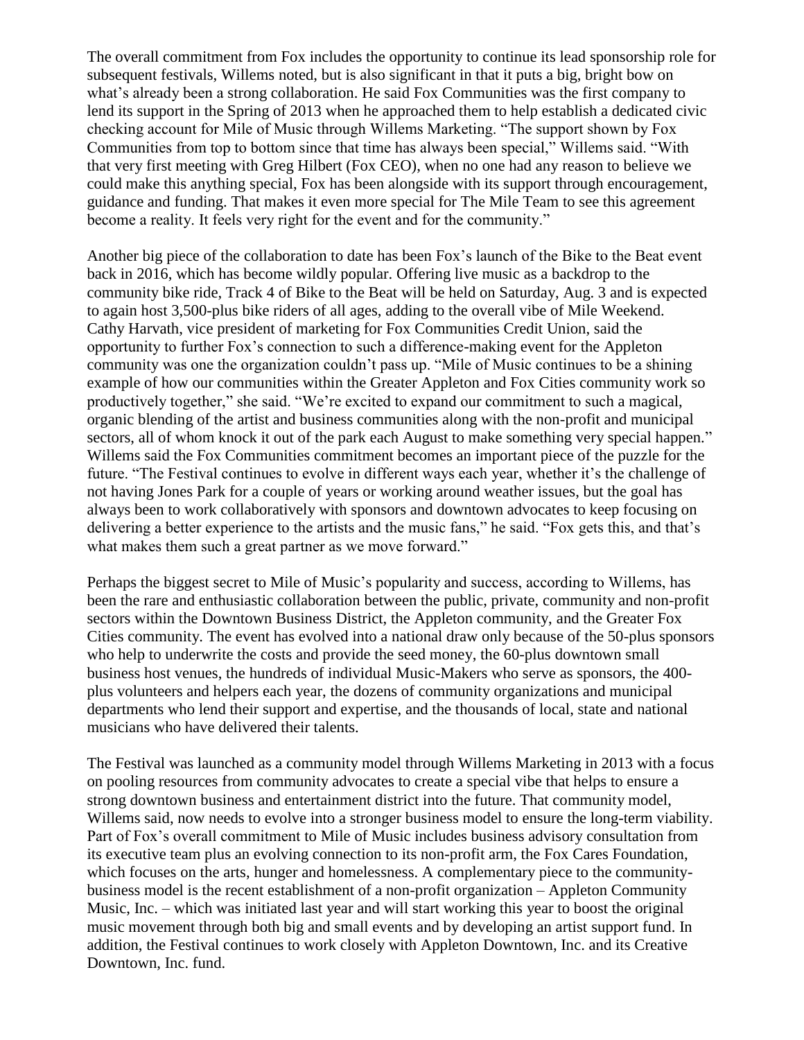The overall commitment from Fox includes the opportunity to continue its lead sponsorship role for subsequent festivals, Willems noted, but is also significant in that it puts a big, bright bow on what's already been a strong collaboration. He said Fox Communities was the first company to lend its support in the Spring of 2013 when he approached them to help establish a dedicated civic checking account for Mile of Music through Willems Marketing. "The support shown by Fox Communities from top to bottom since that time has always been special," Willems said. "With that very first meeting with Greg Hilbert (Fox CEO), when no one had any reason to believe we could make this anything special, Fox has been alongside with its support through encouragement, guidance and funding. That makes it even more special for The Mile Team to see this agreement become a reality. It feels very right for the event and for the community."

Another big piece of the collaboration to date has been Fox's launch of the Bike to the Beat event back in 2016, which has become wildly popular. Offering live music as a backdrop to the community bike ride, Track 4 of Bike to the Beat will be held on Saturday, Aug. 3 and is expected to again host 3,500-plus bike riders of all ages, adding to the overall vibe of Mile Weekend. Cathy Harvath, vice president of marketing for Fox Communities Credit Union, said the opportunity to further Fox's connection to such a difference-making event for the Appleton community was one the organization couldn't pass up. "Mile of Music continues to be a shining example of how our communities within the Greater Appleton and Fox Cities community work so productively together," she said. "We're excited to expand our commitment to such a magical, organic blending of the artist and business communities along with the non-profit and municipal sectors, all of whom knock it out of the park each August to make something very special happen." Willems said the Fox Communities commitment becomes an important piece of the puzzle for the future. "The Festival continues to evolve in different ways each year, whether it's the challenge of not having Jones Park for a couple of years or working around weather issues, but the goal has always been to work collaboratively with sponsors and downtown advocates to keep focusing on delivering a better experience to the artists and the music fans," he said. "Fox gets this, and that's what makes them such a great partner as we move forward."

Perhaps the biggest secret to Mile of Music's popularity and success, according to Willems, has been the rare and enthusiastic collaboration between the public, private, community and non-profit sectors within the Downtown Business District, the Appleton community, and the Greater Fox Cities community. The event has evolved into a national draw only because of the 50-plus sponsors who help to underwrite the costs and provide the seed money, the 60-plus downtown small business host venues, the hundreds of individual Music-Makers who serve as sponsors, the 400-plus volunteers and helpers each year, the dozens of community organizations and municipal departments who lend their support and expertise, and the thousands of local, state and national musicians who have delivered their talents.

The Festival was launched as a community model through Willems Marketing in 2013 with a focus on pooling resources from community advocates to create a special vibe that helps to ensure a strong downtown business and entertainment district into the future. That community model, Willems said, now needs to evolve into a stronger business model to ensure the long-term viability. Part of Fox's overall commitment to Mile of Music includes business advisory consultation from its executive team plus an evolving connection to its non-profit arm, the Fox Cares Foundation, which focuses on the arts, hunger and homelessness. A complementary piece to the community-business model is the recent establishment of a non-profit organization – Appleton Community Music, Inc. – which was initiated last year and will start working this year to boost the original music movement through both big and small events and by developing an artist support fund. In addition, the Festival continues to work closely with Appleton Downtown, Inc. and its Creative Downtown, Inc. fund.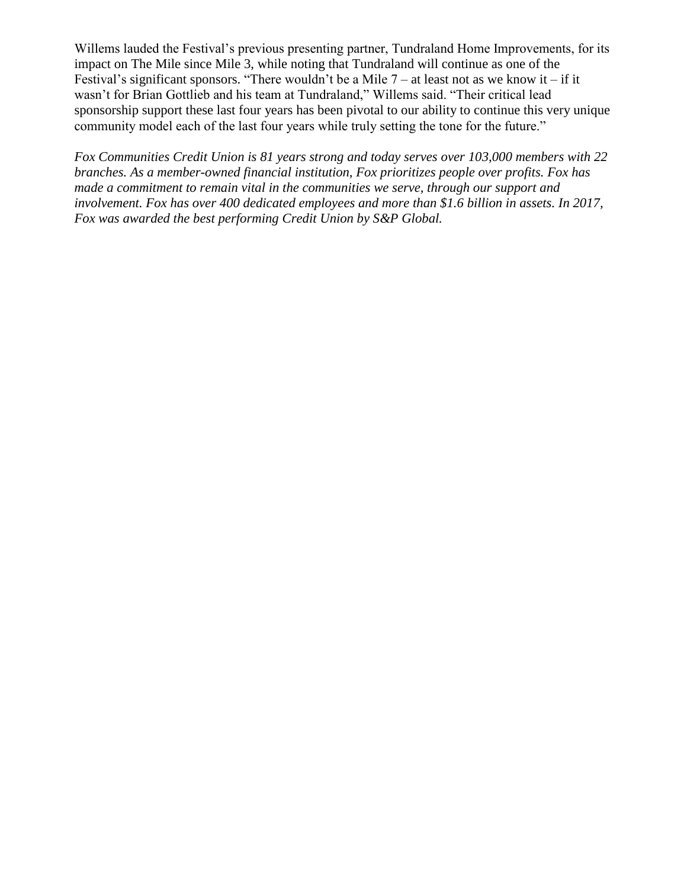Willems lauded the Festival's previous presenting partner, Tundraland Home Improvements, for its impact on The Mile since Mile 3, while noting that Tundraland will continue as one of the Festival's significant sponsors. "There wouldn't be a Mile 7 – at least not as we know it – if it wasn't for Brian Gottlieb and his team at Tundraland," Willems said. "Their critical lead sponsorship support these last four years has been pivotal to our ability to continue this very unique community model each of the last four years while truly setting the tone for the future."

*Fox Communities Credit Union is 81 years strong and today serves over 103,000 members with 22 branches. As a member-owned financial institution, Fox prioritizes people over profits. Fox has made a commitment to remain vital in the communities we serve, through our support and involvement. Fox has over 400 dedicated employees and more than $1.6 billion in assets. In 2017, Fox was awarded the best performing Credit Union by S&P Global.*